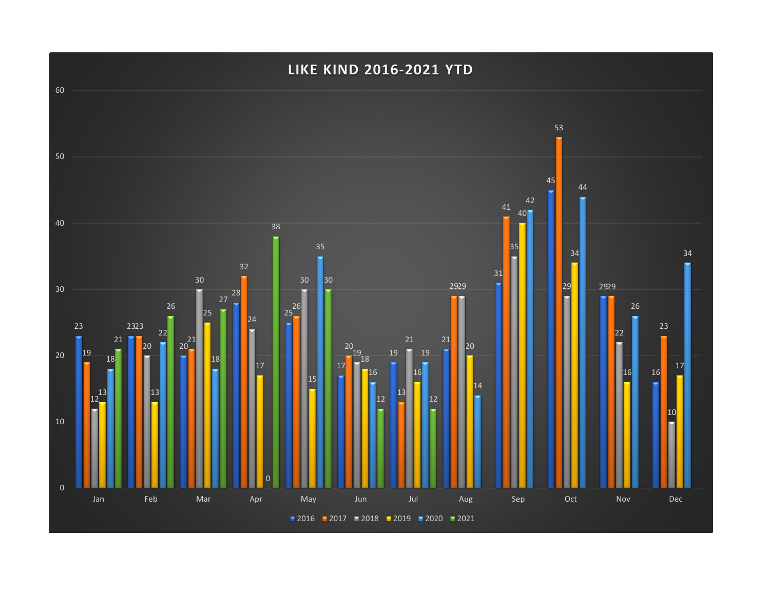# LIKE KIND 2016-2021 YTD

| Month | 2016 | 2017 | 2018 | 2019 | 2020 | 2021 |
|---|---|---|---|---|---|---|
| Jan | 23 | 19 | 12 | 13 | 18 | 21 |
| Feb | 23 | 23 | 20 | 13 | 22 | 26 |
| Mar | 20 | 21 | 30 | 25 | 18 | 27 |
| Apr | 28 | 32 | 24 | 17 | 0 | 38 |
| May | 25 | 26 | 30 | 15 | 35 | 30 |
| Jun | 17 | 20 | 19 | 18 | 16 | 12 |
| Jul | 19 | 13 | 21 | 16 | 19 | 12 |
| Aug | 21 | 29 | 29 | 20 | 14 | |
| Sep | 31 | 41 | 35 | 40 | 42 | |
| Oct | 45 | 53 | 29 | 34 | 44 | |
| Nov | 29 | 29 | 22 | 16 | 26 | |
| Dec | 16 | 23 | 10 | 17 | 34 | |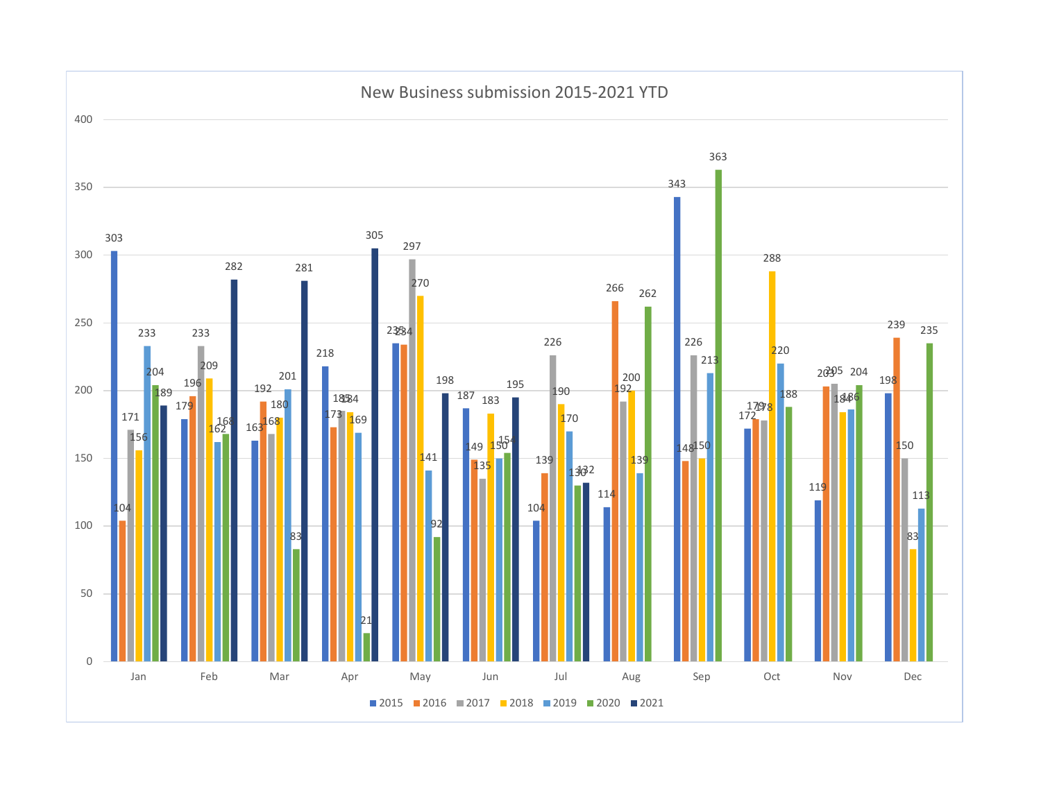# New Business submission 2015-2021 YTD

| Month | 2015 | 2016 | 2017 | 2018 | 2019 | 2020 | 2021 |
|---|---|---|---|---|---|---|---|
| Jan | 303 | 104 | 171 | 156 | 233 | 204 | 189 |
| Feb | 179 | 196 | 233 | 209 | 162 | 168 | 282 |
| Mar | 163 | 192 | 168 | 180 | 201 | 83 | 281 |
| Apr | 218 | 173 | 185 | 184 | 169 | 21 | 305 |
| May | 235 | 234 | 297 | 270 | 141 | 92 | 198 |
| Jun | 187 | 149 | 135 | 183 | 150 | 154 | 195 |
| Jul | 104 | 139 | 226 | 190 | 170 | 130 | 132 |
| Aug | 114 | 266 | 192 | 200 | 139 | 262 | |
| Sep | 343 | 148 | 226 | 150 | 213 | 363 | |
| Oct | 172 | 179 | 178 | 288 | 220 | 188 | |
| Nov | 119 | 203 | 205 | 184 | 186 | 204 | |
| Dec | 198 | 239 | 150 | 83 | 113 | 235 | |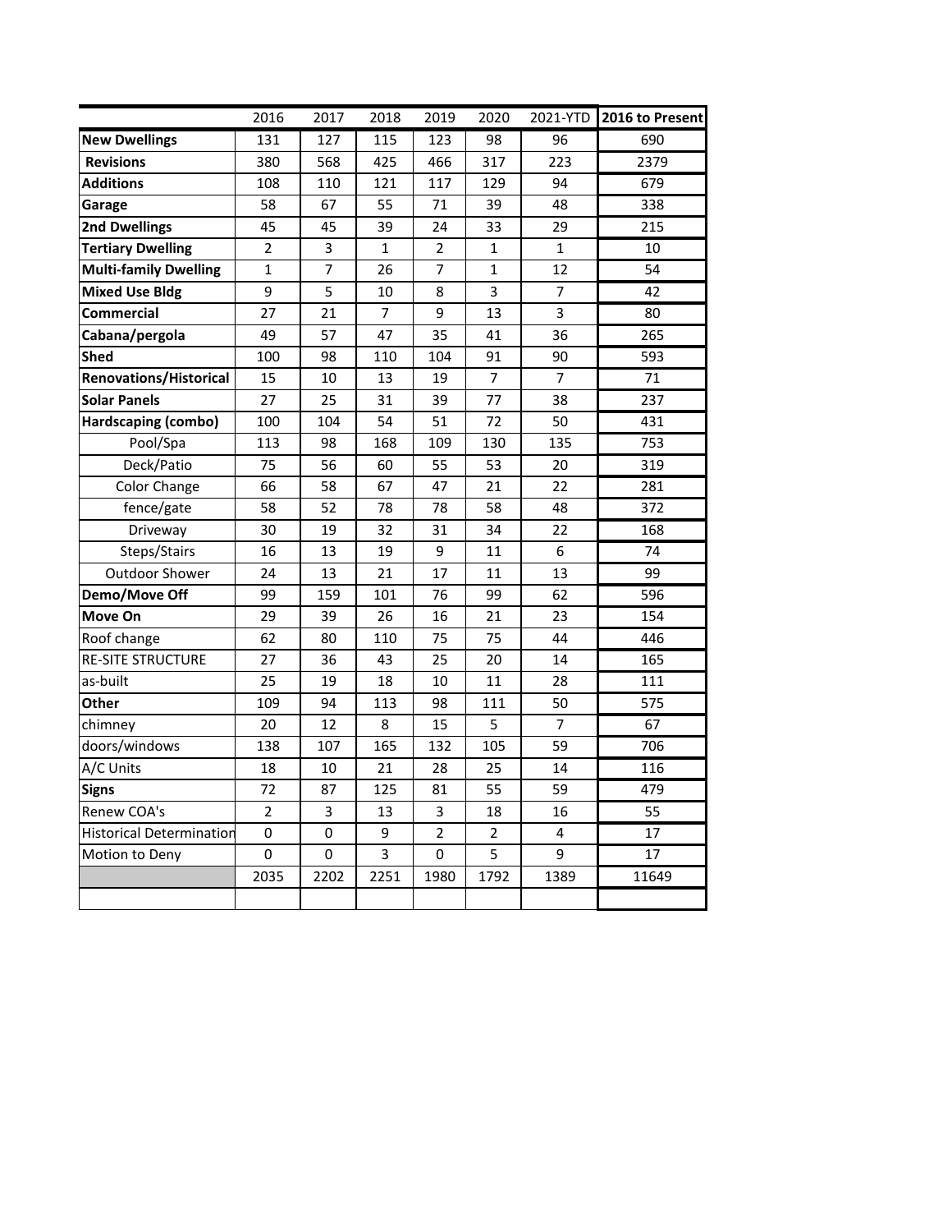| | 2016 | 2017 | 2018 | 2019 | 2020 | 2021-YTD | **2016 to Present** |
|---|---|---|---|---|---|---|---|
| **New Dwellings** | 131 | 127 | 115 | 123 | 98 | 96 | 690 |
| **Revisions** | 380 | 568 | 425 | 466 | 317 | 223 | 2379 |
| **Additions** | 108 | 110 | 121 | 117 | 129 | 94 | 679 |
| **Garage** | 58 | 67 | 55 | 71 | 39 | 48 | 338 |
| **2nd Dwellings** | 45 | 45 | 39 | 24 | 33 | 29 | 215 |
| **Tertiary Dwelling** | 2 | 3 | 1 | 2 | 1 | 1 | 10 |
| **Multi-family Dwelling** | 1 | 7 | 26 | 7 | 1 | 12 | 54 |
| **Mixed Use Bldg** | 9 | 5 | 10 | 8 | 3 | 7 | 42 |
| **Commercial** | 27 | 21 | 7 | 9 | 13 | 3 | 80 |
| **Cabana/pergola** | 49 | 57 | 47 | 35 | 41 | 36 | 265 |
| **Shed** | 100 | 98 | 110 | 104 | 91 | 90 | 593 |
| **Renovations/Historical** | 15 | 10 | 13 | 19 | 7 | 7 | 71 |
| **Solar Panels** | 27 | 25 | 31 | 39 | 77 | 38 | 237 |
| **Hardscaping (combo)** | 100 | 104 | 54 | 51 | 72 | 50 | 431 |
| Pool/Spa | 113 | 98 | 168 | 109 | 130 | 135 | 753 |
| Deck/Patio | 75 | 56 | 60 | 55 | 53 | 20 | 319 |
| Color Change | 66 | 58 | 67 | 47 | 21 | 22 | 281 |
| fence/gate | 58 | 52 | 78 | 78 | 58 | 48 | 372 |
| Driveway | 30 | 19 | 32 | 31 | 34 | 22 | 168 |
| Steps/Stairs | 16 | 13 | 19 | 9 | 11 | 6 | 74 |
| Outdoor Shower | 24 | 13 | 21 | 17 | 11 | 13 | 99 |
| **Demo/Move Off** | 99 | 159 | 101 | 76 | 99 | 62 | 596 |
| **Move On** | 29 | 39 | 26 | 16 | 21 | 23 | 154 |
| Roof change | 62 | 80 | 110 | 75 | 75 | 44 | 446 |
| RE-SITE STRUCTURE | 27 | 36 | 43 | 25 | 20 | 14 | 165 |
| as-built | 25 | 19 | 18 | 10 | 11 | 28 | 111 |
| **Other** | 109 | 94 | 113 | 98 | 111 | 50 | 575 |
| chimney | 20 | 12 | 8 | 15 | 5 | 7 | 67 |
| doors/windows | 138 | 107 | 165 | 132 | 105 | 59 | 706 |
| A/C Units | 18 | 10 | 21 | 28 | 25 | 14 | 116 |
| **Signs** | 72 | 87 | 125 | 81 | 55 | 59 | 479 |
| Renew COA's | 2 | 3 | 13 | 3 | 18 | 16 | 55 |
| Historical Determination | 0 | 0 | 9 | 2 | 2 | 4 | 17 |
| Motion to Deny | 0 | 0 | 3 | 0 | 5 | 9 | 17 |
| | 2035 | 2202 | 2251 | 1980 | 1792 | 1389 | 11649 |
| | | | | | | | |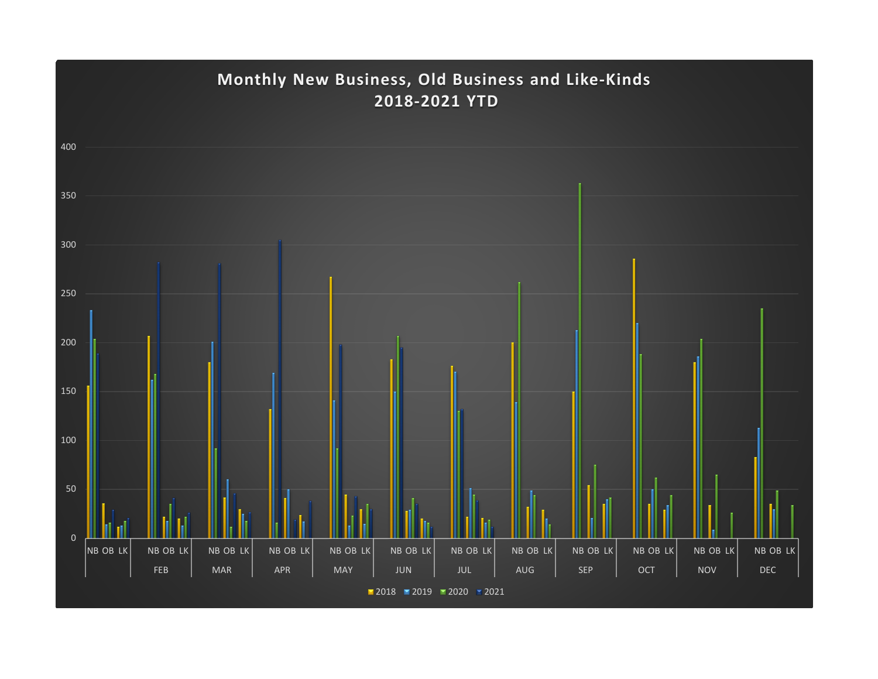# Monthly New Business, Old Business and Like-Kinds
## 2018-2021 YTD

400
350
300
250
200
150
100
50
0

NB OB LK | NB OB LK | NB OB LK | NB OB LK | NB OB LK | NB OB LK | NB OB LK | NB OB LK | NB OB LK | NB OB LK | NB OB LK | NB OB LK

FEB MAR APR MAY JUN JUL AUG SEP OCT NOV DEC

2018 2019 2020 2021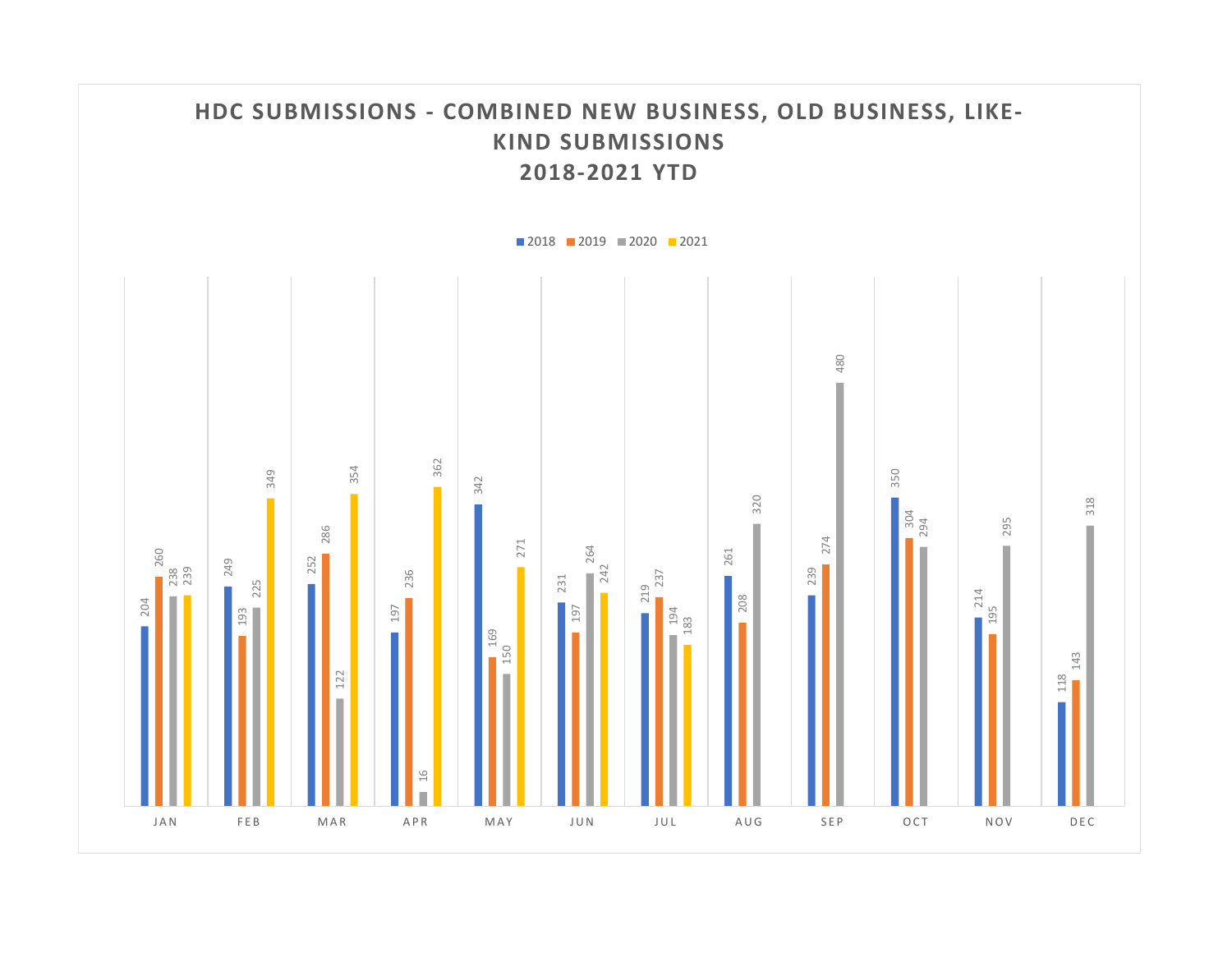## HDC SUBMISSIONS - COMBINED NEW BUSINESS, OLD BUSINESS, LIKE-KIND SUBMISSIONS 2018-2021 YTD

| Month | 2018 | 2019 | 2020 | 2021 |
|---|---|---|---|---|
| JAN | 204 | 260 | 238 | 239 |
| FEB | 249 | 193 | 225 | 349 |
| MAR | 252 | 286 | 122 | 354 |
| APR | 197 | 236 | 16 | 362 |
| MAY | 342 | 169 | 150 | 271 |
| JUN | 231 | 197 | 264 | 242 |
| JUL | 219 | 237 | 194 | 183 |
| AUG | 261 | 208 | 320 | |
| SEP | 239 | 274 | 480 | |
| OCT | 350 | 304 | 294 | |
| NOV | 214 | 195 | 295 | |
| DEC | 118 | 143 | 318 | |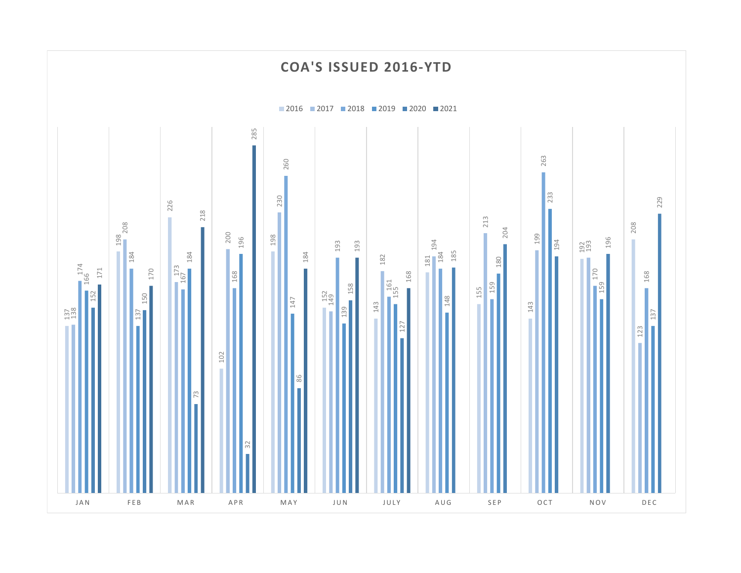# COA'S ISSUED 2016-YTD

2016 2017 2018 2019 2020 2021

JAN: 137 138 174 166 152 171

FEB: 198 208 184 137 150 170

MAR: 226 173 167 184 73 218

APR: 102 200 168 196 32 285

MAY: 198 230 260 147 86 184

JUN: 152 149 193 139 158 193

JULY: 143 182 161 155 127 168

AUG: 181 194 184 148 185

SEP: 155 213 159 180 204

OCT: 143 199 263 233 194

NOV: 192 193 170 159 196

DEC: 208 123 168 137 229